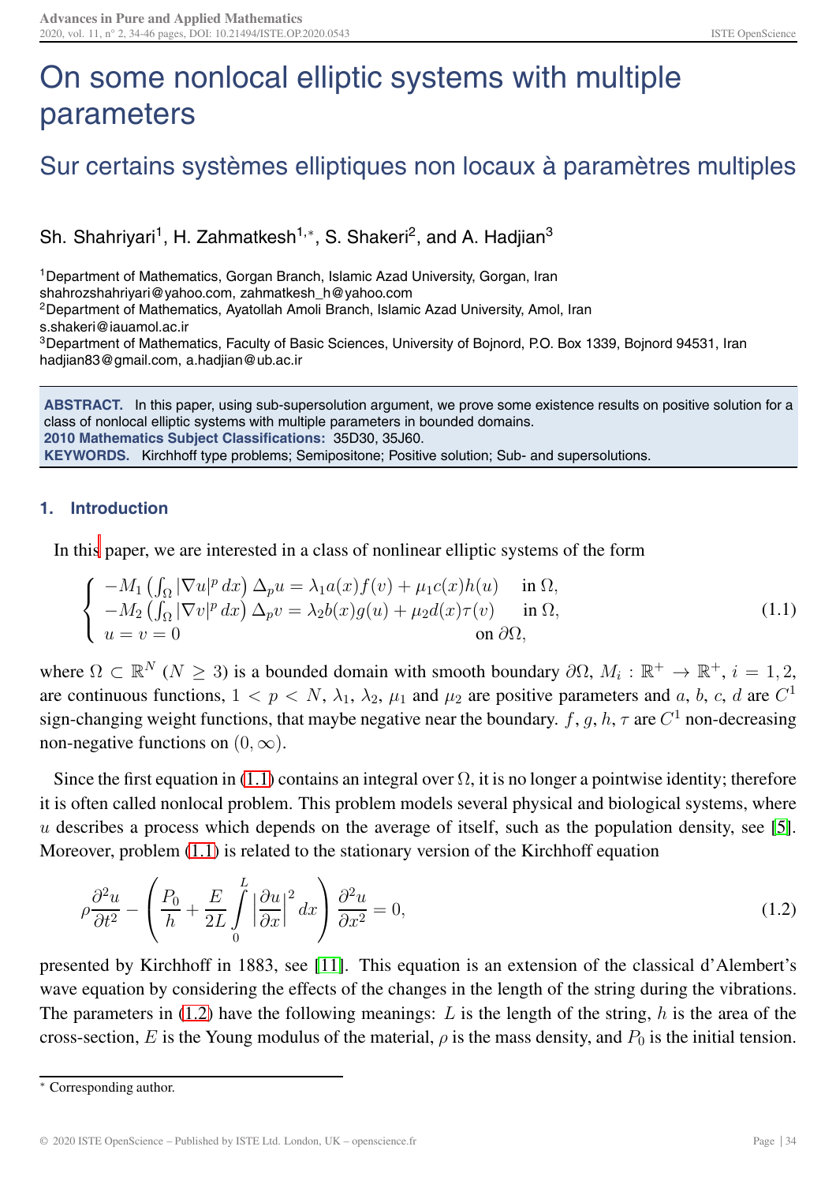# On some nonlocal elliptic systems with multiple parameters

## Sur certains systèmes elliptiques non locaux à paramètres multiples

Sh. Shahriyari[1], H. Zahmatkesh[1,*], S. Shakeri[2], and A. Hadjian[3]

[1]Department of Mathematics, Gorgan Branch, Islamic Azad University, Gorgan, Iran
shahrozshahriyari@yahoo.com, zahmatkesh_h@yahoo.com
[2]Department of Mathematics, Ayatollah Amoli Branch, Islamic Azad University, Amol, Iran
s.shakeri@iauamol.ac.ir
[3]Department of Mathematics, Faculty of Basic Sciences, University of Bojnord, P.O. Box 1339, Bojnord 94531, Iran
hadjian83@gmail.com, a.hadjian@ub.ac.ir

**ABSTRACT.** In this paper, using sub-supersolution argument, we prove some existence results on positive solution for a class of nonlocal elliptic systems with multiple parameters in bounded domains.
**2010 Mathematics Subject Classifications:** 35D30, 35J60.
**KEYWORDS.** Kirchhoff type problems; Semipositone; Positive solution; Sub- and supersolutions.

## 1. Introduction

In this paper, we are interested in a class of nonlinear elliptic systems of the form

$$\begin{cases} -M_1\left(\int_\Omega |\nabla u|^p\, dx\right) \Delta_p u = \lambda_1 a(x) f(v) + \mu_1 c(x) h(u) & \text{in } \Omega, \\ -M_2\left(\int_\Omega |\nabla v|^p\, dx\right) \Delta_p v = \lambda_2 b(x) g(u) + \mu_2 d(x) \tau(v) & \text{in } \Omega, \\ u = v = 0 & \text{on } \partial\Omega, \end{cases} \tag{1.1}$$

where $\Omega \subset \mathbb{R}^N$ ($N \geq 3$) is a bounded domain with smooth boundary $\partial\Omega$, $M_i : \mathbb{R}^+ \to \mathbb{R}^+$, $i = 1, 2$, are continuous functions, $1 < p < N$, $\lambda_1$, $\lambda_2$, $\mu_1$ and $\mu_2$ are positive parameters and $a$, $b$, $c$, $d$ are $C^1$ sign-changing weight functions, that maybe negative near the boundary. $f$, $g$, $h$, $\tau$ are $C^1$ non-decreasing non-negative functions on $(0, \infty)$.

Since the first equation in (1.1) contains an integral over $\Omega$, it is no longer a pointwise identity; therefore it is often called nonlocal problem. This problem models several physical and biological systems, where $u$ describes a process which depends on the average of itself, such as the population density, see [5]. Moreover, problem (1.1) is related to the stationary version of the Kirchhoff equation

$$\rho \frac{\partial^2 u}{\partial t^2} - \left( \frac{P_0}{h} + \frac{E}{2L} \int_0^L \left| \frac{\partial u}{\partial x} \right|^2 dx \right) \frac{\partial^2 u}{\partial x^2} = 0, \tag{1.2}$$

presented by Kirchhoff in 1883, see [11]. This equation is an extension of the classical d'Alembert's wave equation by considering the effects of the changes in the length of the string during the vibrations. The parameters in (1.2) have the following meanings: $L$ is the length of the string, $h$ is the area of the cross-section, $E$ is the Young modulus of the material, $\rho$ is the mass density, and $P_0$ is the initial tension.

* Corresponding author.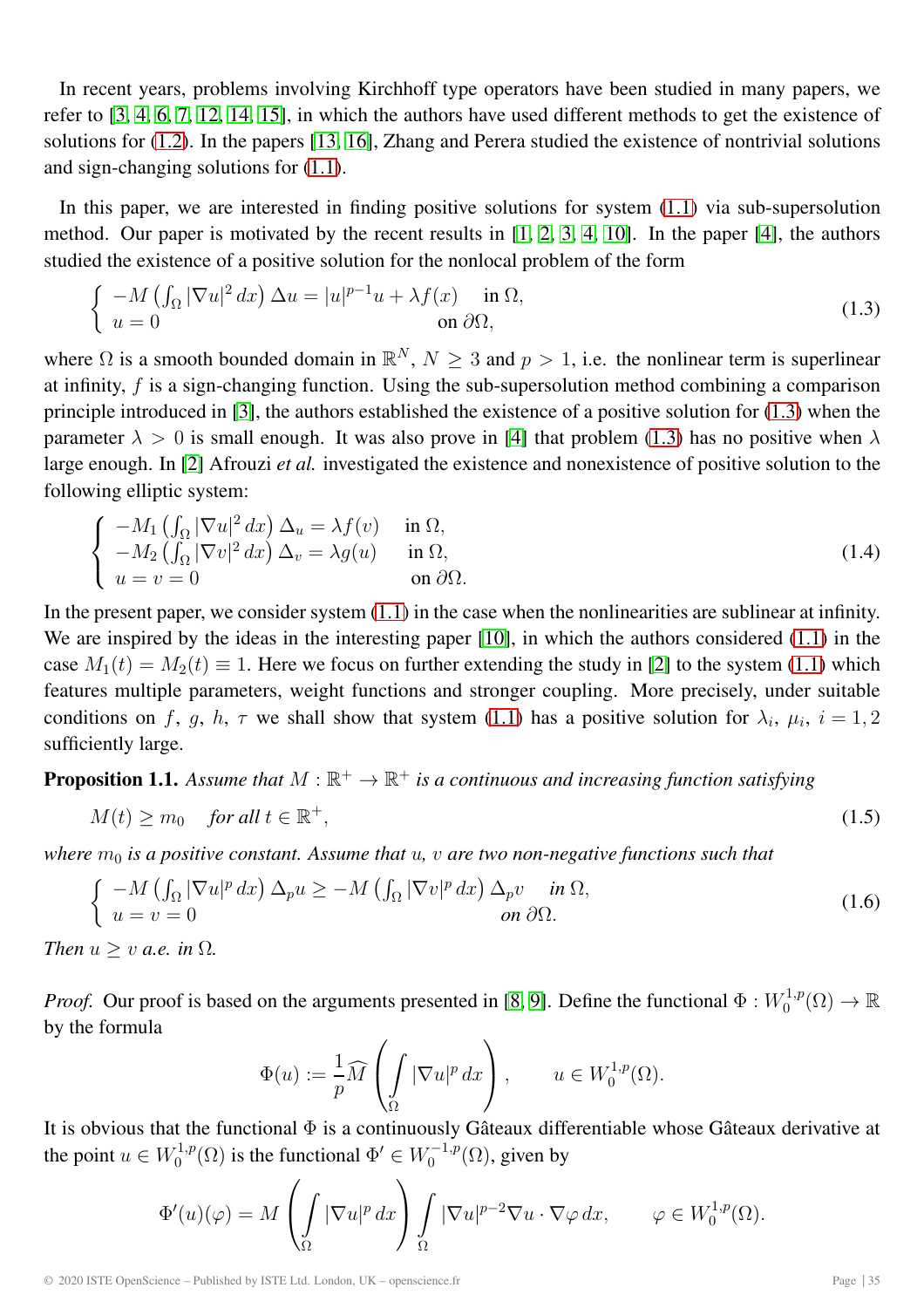In recent years, problems involving Kirchhoff type operators have been studied in many papers, we refer to [3, 4, 6, 7, 12, 14, 15], in which the authors have used different methods to get the existence of solutions for (1.2). In the papers [13, 16], Zhang and Perera studied the existence of nontrivial solutions and sign-changing solutions for (1.1).

In this paper, we are interested in finding positive solutions for system (1.1) via sub-supersolution method. Our paper is motivated by the recent results in [1, 2, 3, 4, 10]. In the paper [4], the authors studied the existence of a positive solution for the nonlocal problem of the form

$$\begin{cases} -M\left(\int_\Omega |\nabla u|^2\, dx\right)\Delta u = |u|^{p-1}u + \lambda f(x) & \text{in } \Omega, \\ u = 0 & \text{on } \partial\Omega, \end{cases} \tag{1.3}$$

where $\Omega$ is a smooth bounded domain in $\mathbb{R}^N$, $N \geq 3$ and $p > 1$, i.e. the nonlinear term is superlinear at infinity, $f$ is a sign-changing function. Using the sub-supersolution method combining a comparison principle introduced in [3], the authors established the existence of a positive solution for (1.3) when the parameter $\lambda > 0$ is small enough. It was also prove in [4] that problem (1.3) has no positive when $\lambda$ large enough. In [2] Afrouzi *et al.* investigated the existence and nonexistence of positive solution to the following elliptic system:

$$\begin{cases} -M_1\left(\int_\Omega |\nabla u|^2\, dx\right)\Delta_u = \lambda f(v) & \text{in } \Omega, \\ -M_2\left(\int_\Omega |\nabla v|^2\, dx\right)\Delta_v = \lambda g(u) & \text{in } \Omega, \\ u = v = 0 & \text{on } \partial\Omega. \end{cases} \tag{1.4}$$

In the present paper, we consider system (1.1) in the case when the nonlinearities are sublinear at infinity. We are inspired by the ideas in the interesting paper [10], in which the authors considered (1.1) in the case $M_1(t) = M_2(t) \equiv 1$. Here we focus on further extending the study in [2] to the system (1.1) which features multiple parameters, weight functions and stronger coupling. More precisely, under suitable conditions on $f$, $g$, $h$, $\tau$ we shall show that system (1.1) has a positive solution for $\lambda_i$, $\mu_i$, $i = 1, 2$ sufficiently large.

**Proposition 1.1.** *Assume that $M : \mathbb{R}^+ \to \mathbb{R}^+$ is a continuous and increasing function satisfying*

$$M(t) \geq m_0 \quad \text{for all } t \in \mathbb{R}^+, \tag{1.5}$$

*where $m_0$ is a positive constant. Assume that $u$, $v$ are two non-negative functions such that*

$$\begin{cases} -M\left(\int_\Omega |\nabla u|^p\, dx\right)\Delta_p u \geq -M\left(\int_\Omega |\nabla v|^p\, dx\right)\Delta_p v & \text{in } \Omega, \\ u = v = 0 & \text{on } \partial\Omega. \end{cases} \tag{1.6}$$

*Then $u \geq v$ a.e. in $\Omega$.*

*Proof.* Our proof is based on the arguments presented in [8, 9]. Define the functional $\Phi : W_0^{1,p}(\Omega) \to \mathbb{R}$ by the formula

$$\Phi(u) := \frac{1}{p}\widehat{M}\left(\int_\Omega |\nabla u|^p\, dx\right), \qquad u \in W_0^{1,p}(\Omega).$$

It is obvious that the functional $\Phi$ is a continuously Gâteaux differentiable whose Gâteaux derivative at the point $u \in W_0^{1,p}(\Omega)$ is the functional $\Phi' \in W_0^{-1,p}(\Omega)$, given by

$$\Phi'(u)(\varphi) = M\left(\int_\Omega |\nabla u|^p\, dx\right)\int_\Omega |\nabla u|^{p-2}\nabla u \cdot \nabla\varphi\, dx, \qquad \varphi \in W_0^{1,p}(\Omega).$$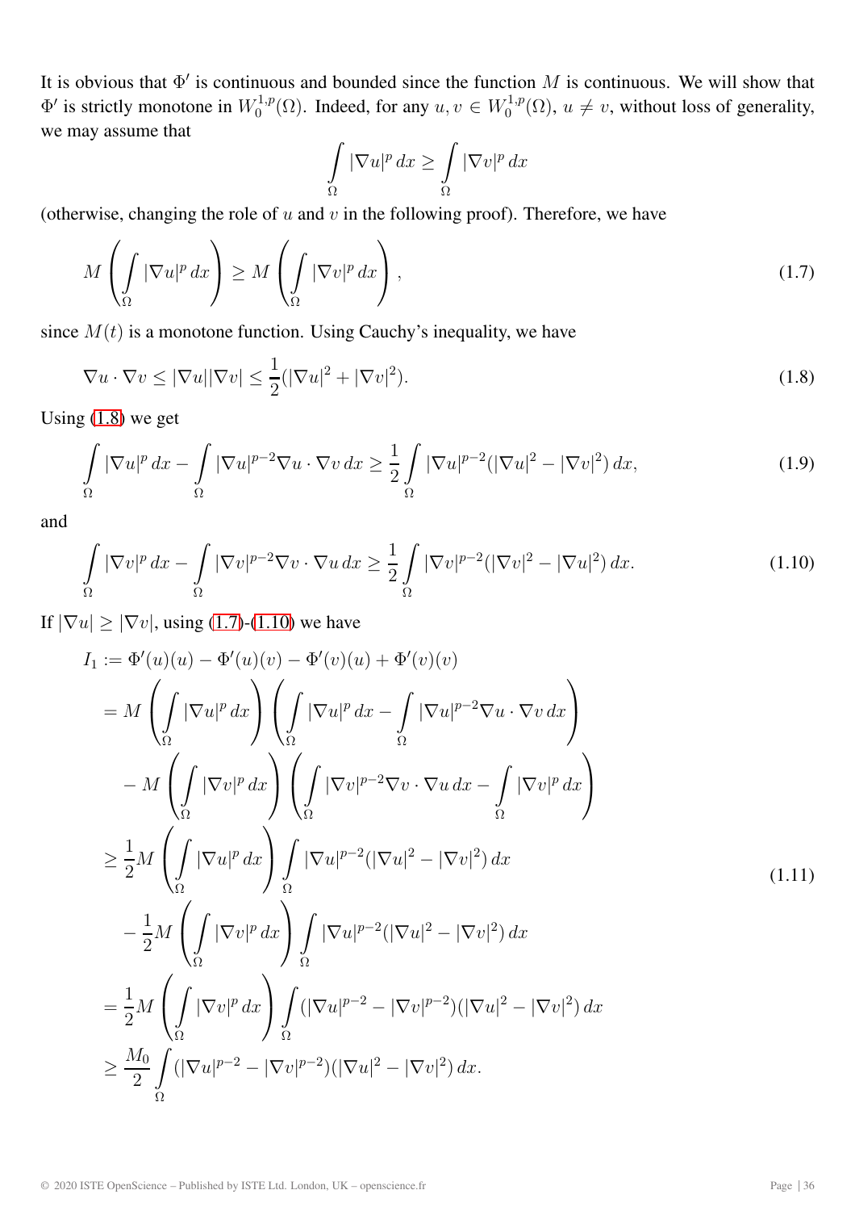It is obvious that $\Phi'$ is continuous and bounded since the function $M$ is continuous. We will show that $\Phi'$ is strictly monotone in $W_0^{1,p}(\Omega)$. Indeed, for any $u, v \in W_0^{1,p}(\Omega)$, $u \neq v$, without loss of generality, we may assume that

$$\int_\Omega |\nabla u|^p \, dx \geq \int_\Omega |\nabla v|^p \, dx$$

(otherwise, changing the role of $u$ and $v$ in the following proof). Therefore, we have

$$M\left(\int_\Omega |\nabla u|^p \, dx\right) \geq M\left(\int_\Omega |\nabla v|^p \, dx\right), \tag{1.7}$$

since $M(t)$ is a monotone function. Using Cauchy's inequality, we have

$$\nabla u \cdot \nabla v \leq |\nabla u||\nabla v| \leq \frac{1}{2}(|\nabla u|^2 + |\nabla v|^2). \tag{1.8}$$

Using (1.8) we get

$$\int_\Omega |\nabla u|^p \, dx - \int_\Omega |\nabla u|^{p-2} \nabla u \cdot \nabla v \, dx \geq \frac{1}{2}\int_\Omega |\nabla u|^{p-2}(|\nabla u|^2 - |\nabla v|^2) \, dx, \tag{1.9}$$

and

$$\int_\Omega |\nabla v|^p \, dx - \int_\Omega |\nabla v|^{p-2} \nabla v \cdot \nabla u \, dx \geq \frac{1}{2}\int_\Omega |\nabla v|^{p-2}(|\nabla v|^2 - |\nabla u|^2) \, dx. \tag{1.10}$$

If $|\nabla u| \geq |\nabla v|$, using (1.7)-(1.10) we have

$$\begin{aligned}
I_1 &:= \Phi'(u)(u) - \Phi'(u)(v) - \Phi'(v)(u) + \Phi'(v)(v) \\
&= M\left(\int_\Omega |\nabla u|^p \, dx\right)\left(\int_\Omega |\nabla u|^p \, dx - \int_\Omega |\nabla u|^{p-2}\nabla u \cdot \nabla v \, dx\right) \\
&\quad - M\left(\int_\Omega |\nabla v|^p \, dx\right)\left(\int_\Omega |\nabla v|^{p-2}\nabla v \cdot \nabla u \, dx - \int_\Omega |\nabla v|^p \, dx\right) \\
&\geq \frac{1}{2}M\left(\int_\Omega |\nabla u|^p \, dx\right)\int_\Omega |\nabla u|^{p-2}(|\nabla u|^2 - |\nabla v|^2) \, dx \\
&\quad - \frac{1}{2}M\left(\int_\Omega |\nabla v|^p \, dx\right)\int_\Omega |\nabla u|^{p-2}(|\nabla u|^2 - |\nabla v|^2) \, dx \\
&= \frac{1}{2}M\left(\int_\Omega |\nabla v|^p \, dx\right)\int_\Omega (|\nabla u|^{p-2} - |\nabla v|^{p-2})(|\nabla u|^2 - |\nabla v|^2) \, dx \\
&\geq \frac{M_0}{2}\int_\Omega (|\nabla u|^{p-2} - |\nabla v|^{p-2})(|\nabla u|^2 - |\nabla v|^2) \, dx.
\end{aligned} \tag{1.11}$$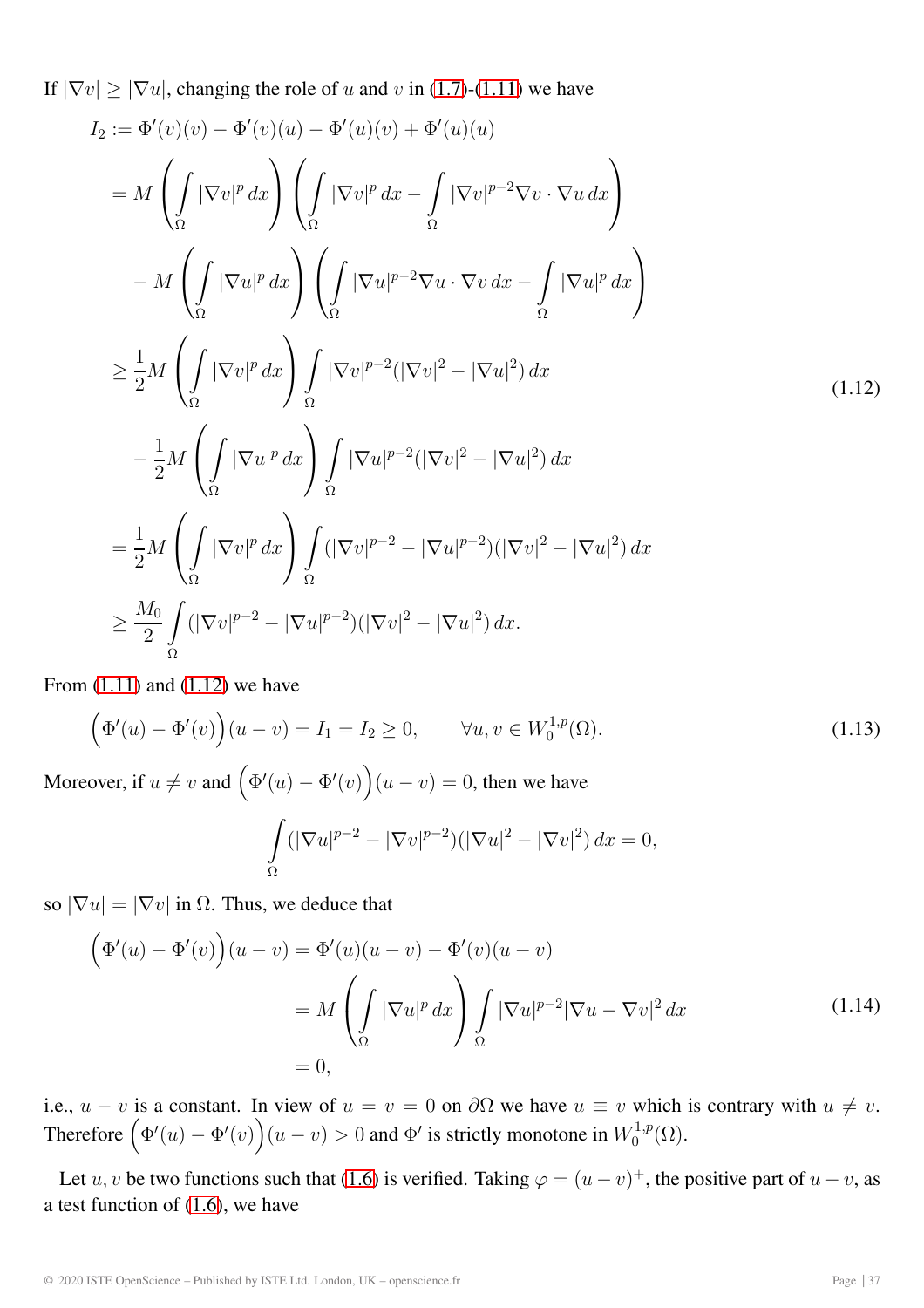If $|\nabla v| \geq |\nabla u|$, changing the role of $u$ and $v$ in (1.7)-(1.11) we have

$$
\begin{aligned}
I_2 &:= \Phi'(v)(v) - \Phi'(v)(u) - \Phi'(u)(v) + \Phi'(u)(u) \\
&= M\left(\int_\Omega |\nabla v|^p \, dx\right)\left(\int_\Omega |\nabla v|^p \, dx - \int_\Omega |\nabla v|^{p-2}\nabla v \cdot \nabla u \, dx\right) \\
&\quad - M\left(\int_\Omega |\nabla u|^p \, dx\right)\left(\int_\Omega |\nabla u|^{p-2}\nabla u \cdot \nabla v \, dx - \int_\Omega |\nabla u|^p \, dx\right) \\
&\geq \frac{1}{2} M\left(\int_\Omega |\nabla v|^p \, dx\right)\int_\Omega |\nabla v|^{p-2}(|\nabla v|^2 - |\nabla u|^2) \, dx \\
&\quad - \frac{1}{2} M\left(\int_\Omega |\nabla u|^p \, dx\right)\int_\Omega |\nabla u|^{p-2}(|\nabla v|^2 - |\nabla u|^2) \, dx \\
&= \frac{1}{2} M\left(\int_\Omega |\nabla v|^p \, dx\right)\int_\Omega (|\nabla v|^{p-2} - |\nabla u|^{p-2})(|\nabla v|^2 - |\nabla u|^2) \, dx \\
&\geq \frac{M_0}{2}\int_\Omega (|\nabla v|^{p-2} - |\nabla u|^{p-2})(|\nabla v|^2 - |\nabla u|^2) \, dx.
\end{aligned} \tag{1.12}
$$

From (1.11) and (1.12) we have

$$
\Big(\Phi'(u) - \Phi'(v)\Big)(u - v) = I_1 = I_2 \geq 0, \qquad \forall u, v \in W_0^{1,p}(\Omega). \tag{1.13}
$$

Moreover, if $u \neq v$ and $\Big(\Phi'(u) - \Phi'(v)\Big)(u - v) = 0$, then we have

$$
\int_\Omega (|\nabla u|^{p-2} - |\nabla v|^{p-2})(|\nabla u|^2 - |\nabla v|^2) \, dx = 0,
$$

so $|\nabla u| = |\nabla v|$ in $\Omega$. Thus, we deduce that

$$
\begin{aligned}
\Big(\Phi'(u) - \Phi'(v)\Big)(u - v) &= \Phi'(u)(u - v) - \Phi'(v)(u - v) \\
&= M\left(\int_\Omega |\nabla u|^p \, dx\right)\int_\Omega |\nabla u|^{p-2}|\nabla u - \nabla v|^2 \, dx \\
&= 0,
\end{aligned} \tag{1.14}
$$

i.e., $u - v$ is a constant. In view of $u = v = 0$ on $\partial\Omega$ we have $u \equiv v$ which is contrary with $u \neq v$. Therefore $\Big(\Phi'(u) - \Phi'(v)\Big)(u - v) > 0$ and $\Phi'$ is strictly monotone in $W_0^{1,p}(\Omega)$.

Let $u, v$ be two functions such that (1.6) is verified. Taking $\varphi = (u - v)^+$, the positive part of $u - v$, as a test function of (1.6), we have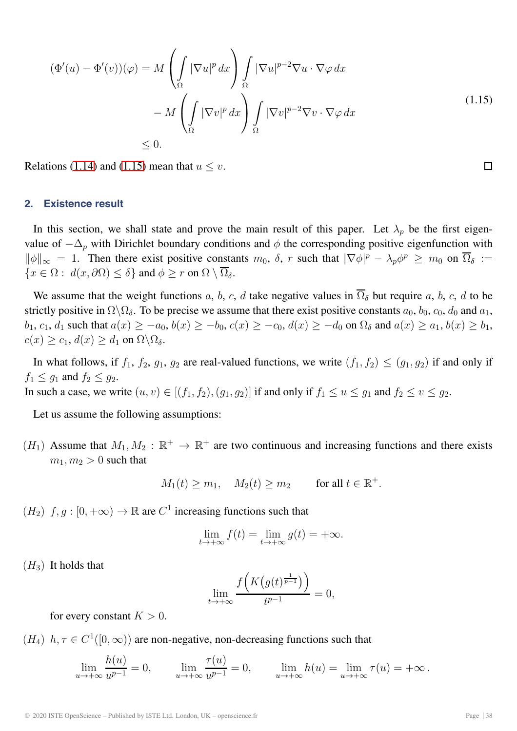$$
\begin{aligned}
(\Phi'(u) - \Phi'(v))(\varphi) &= M\left(\int_\Omega |\nabla u|^p\,dx\right)\int_\Omega |\nabla u|^{p-2}\nabla u\cdot\nabla\varphi\,dx \\
&\quad - M\left(\int_\Omega |\nabla v|^p\,dx\right)\int_\Omega |\nabla v|^{p-2}\nabla v\cdot\nabla\varphi\,dx \\
&\le 0.
\end{aligned}
\tag{1.15}
$$

Relations (1.14) and (1.15) mean that $u \le v$. □

## 2. Existence result

In this section, we shall state and prove the main result of this paper. Let $\lambda_p$ be the first eigenvalue of $-\Delta_p$ with Dirichlet boundary conditions and $\phi$ the corresponding positive eigenfunction with $\|\phi\|_\infty = 1$. Then there exist positive constants $m_0$, $\delta$, $r$ such that $|\nabla\phi|^p - \lambda_p\phi^p \ge m_0$ on $\overline{\Omega}_\delta := \{x \in \Omega :\ d(x, \partial\Omega) \le \delta\}$ and $\phi \ge r$ on $\Omega \setminus \overline{\Omega}_\delta$.

We assume that the weight functions $a$, $b$, $c$, $d$ take negative values in $\overline{\Omega}_\delta$ but require $a$, $b$, $c$, $d$ to be strictly positive in $\Omega\backslash\Omega_\delta$. To be precise we assume that there exist positive constants $a_0$, $b_0$, $c_0$, $d_0$ and $a_1$, $b_1$, $c_1$, $d_1$ such that $a(x) \ge -a_0$, $b(x) \ge -b_0$, $c(x) \ge -c_0$, $d(x) \ge -d_0$ on $\Omega_\delta$ and $a(x) \ge a_1$, $b(x) \ge b_1$, $c(x) \ge c_1$, $d(x) \ge d_1$ on $\Omega\backslash\Omega_\delta$.

In what follows, if $f_1$, $f_2$, $g_1$, $g_2$ are real-valued functions, we write $(f_1, f_2) \le (g_1, g_2)$ if and only if $f_1 \le g_1$ and $f_2 \le g_2$.
In such a case, we write $(u, v) \in [(f_1, f_2), (g_1, g_2)]$ if and only if $f_1 \le u \le g_1$ and $f_2 \le v \le g_2$.

Let us assume the following assumptions:

$(H_1)$ Assume that $M_1, M_2 : \mathbb{R}^+ \to \mathbb{R}^+$ are two continuous and increasing functions and there exists $m_1, m_2 > 0$ such that

$$
M_1(t) \ge m_1, \quad M_2(t) \ge m_2 \qquad \text{for all } t \in \mathbb{R}^+.
$$

$(H_2)$ $f, g : [0, +\infty) \to \mathbb{R}$ are $C^1$ increasing functions such that

$$
\lim_{t\to+\infty} f(t) = \lim_{t\to+\infty} g(t) = +\infty.
$$

$(H_3)$ It holds that

$$
\lim_{t\to+\infty} \frac{f\Big(K\big(g(t)^{\frac{1}{p-1}}\big)\Big)}{t^{p-1}} = 0,
$$

for every constant $K > 0$.

$(H_4)$ $h, \tau \in C^1([0,\infty))$ are non-negative, non-decreasing functions such that

$$
\lim_{u\to+\infty} \frac{h(u)}{u^{p-1}} = 0, \qquad \lim_{u\to+\infty} \frac{\tau(u)}{u^{p-1}} = 0, \qquad \lim_{u\to+\infty} h(u) = \lim_{u\to+\infty} \tau(u) = +\infty\,.
$$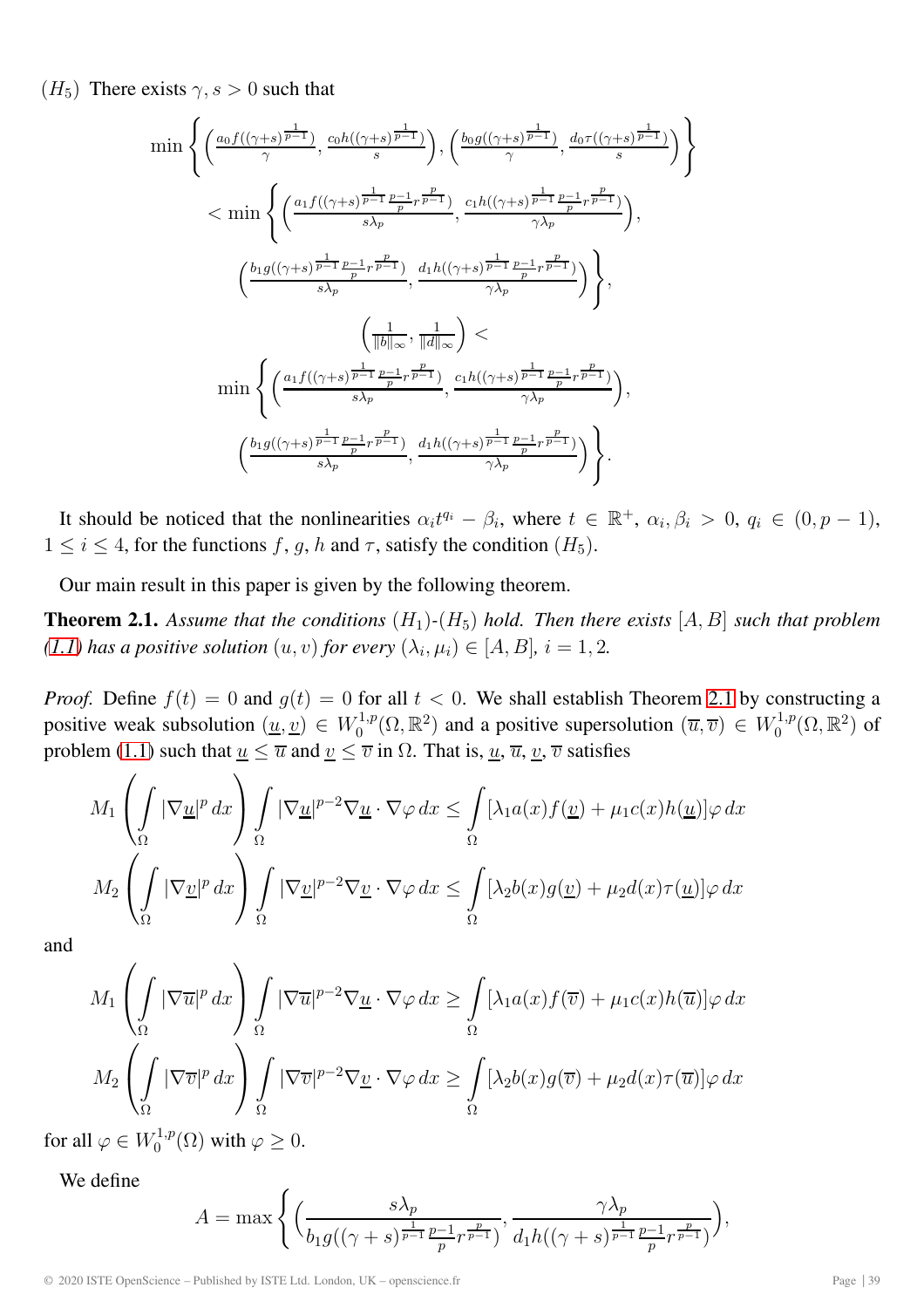$(H_5)$ There exists $\gamma, s > 0$ such that

$$\min\left\{\left(\frac{a_0 f((\gamma+s)^{\frac{1}{p-1}})}{\gamma}, \frac{c_0 h((\gamma+s)^{\frac{1}{p-1}})}{s}\right), \left(\frac{b_0 g((\gamma+s)^{\frac{1}{p-1}})}{\gamma}, \frac{d_0 \tau((\gamma+s)^{\frac{1}{p-1}})}{s}\right)\right\}$$

$$< \min\left\{\left(\frac{a_1 f((\gamma+s)^{\frac{1}{p-1}}\frac{p-1}{p}r^{\frac{p}{p-1}})}{s\lambda_p}, \frac{c_1 h((\gamma+s)^{\frac{1}{p-1}}\frac{p-1}{p}r^{\frac{p}{p-1}})}{\gamma\lambda_p}\right),\right.$$

$$\left.\left(\frac{b_1 g((\gamma+s)^{\frac{1}{p-1}}\frac{p-1}{p}r^{\frac{p}{p-1}})}{s\lambda_p}, \frac{d_1 h((\gamma+s)^{\frac{1}{p-1}}\frac{p-1}{p}r^{\frac{p}{p-1}})}{\gamma\lambda_p}\right)\right\},$$

$$\left(\frac{1}{\|b\|_\infty}, \frac{1}{\|d\|_\infty}\right) <$$

$$\min\left\{\left(\frac{a_1 f((\gamma+s)^{\frac{1}{p-1}}\frac{p-1}{p}r^{\frac{p}{p-1}})}{s\lambda_p}, \frac{c_1 h((\gamma+s)^{\frac{1}{p-1}}\frac{p-1}{p}r^{\frac{p}{p-1}})}{\gamma\lambda_p}\right),\right.$$

$$\left.\left(\frac{b_1 g((\gamma+s)^{\frac{1}{p-1}}\frac{p-1}{p}r^{\frac{p}{p-1}})}{s\lambda_p}, \frac{d_1 h((\gamma+s)^{\frac{1}{p-1}}\frac{p-1}{p}r^{\frac{p}{p-1}})}{\gamma\lambda_p}\right)\right\}.$$

It should be noticed that the nonlinearities $\alpha_i t^{q_i} - \beta_i$, where $t \in \mathbb{R}^+$, $\alpha_i, \beta_i > 0$, $q_i \in (0, p-1)$, $1 \le i \le 4$, for the functions $f$, $g$, $h$ and $\tau$, satisfy the condition $(H_5)$.

Our main result in this paper is given by the following theorem.

**Theorem 2.1.** *Assume that the conditions $(H_1)$-$(H_5)$ hold. Then there exists $[A, B]$ such that problem (1.1) has a positive solution $(u, v)$ for every $(\lambda_i, \mu_i) \in [A, B]$, $i = 1, 2$.*

*Proof.* Define $f(t) = 0$ and $g(t) = 0$ for all $t < 0$. We shall establish Theorem 2.1 by constructing a positive weak subsolution $(\underline{u}, \underline{v}) \in W_0^{1,p}(\Omega, \mathbb{R}^2)$ and a positive supersolution $(\overline{u}, \overline{v}) \in W_0^{1,p}(\Omega, \mathbb{R}^2)$ of problem (1.1) such that $\underline{u} \le \overline{u}$ and $\underline{v} \le \overline{v}$ in $\Omega$. That is, $\underline{u}$, $\overline{u}$, $\underline{v}$, $\overline{v}$ satisfies

$$M_1\left(\int_\Omega |\nabla \underline{u}|^p\, dx\right)\int_\Omega |\nabla \underline{u}|^{p-2}\nabla \underline{u}\cdot\nabla\varphi\, dx \le \int_\Omega [\lambda_1 a(x) f(\underline{v}) + \mu_1 c(x) h(\underline{u})]\varphi\, dx$$

$$M_2\left(\int_\Omega |\nabla \underline{v}|^p\, dx\right)\int_\Omega |\nabla \underline{v}|^{p-2}\nabla \underline{v}\cdot\nabla\varphi\, dx \le \int_\Omega [\lambda_2 b(x) g(\underline{v}) + \mu_2 d(x) \tau(\underline{u})]\varphi\, dx$$

and

$$M_1\left(\int_\Omega |\nabla \overline{u}|^p\, dx\right)\int_\Omega |\nabla \overline{u}|^{p-2}\nabla \underline{u}\cdot\nabla\varphi\, dx \ge \int_\Omega [\lambda_1 a(x) f(\overline{v}) + \mu_1 c(x) h(\overline{u})]\varphi\, dx$$

$$M_2\left(\int_\Omega |\nabla \overline{v}|^p\, dx\right)\int_\Omega |\nabla \overline{v}|^{p-2}\nabla \underline{v}\cdot\nabla\varphi\, dx \ge \int_\Omega [\lambda_2 b(x) g(\overline{v}) + \mu_2 d(x) \tau(\overline{u})]\varphi\, dx$$

for all $\varphi \in W_0^{1,p}(\Omega)$ with $\varphi \ge 0$.

We define

$$A = \max\left\{\left(\frac{s\lambda_p}{b_1 g((\gamma+s)^{\frac{1}{p-1}}\frac{p-1}{p}r^{\frac{p}{p-1}})}, \frac{\gamma\lambda_p}{d_1 h((\gamma+s)^{\frac{1}{p-1}}\frac{p-1}{p}r^{\frac{p}{p-1}})}\right),\right.$$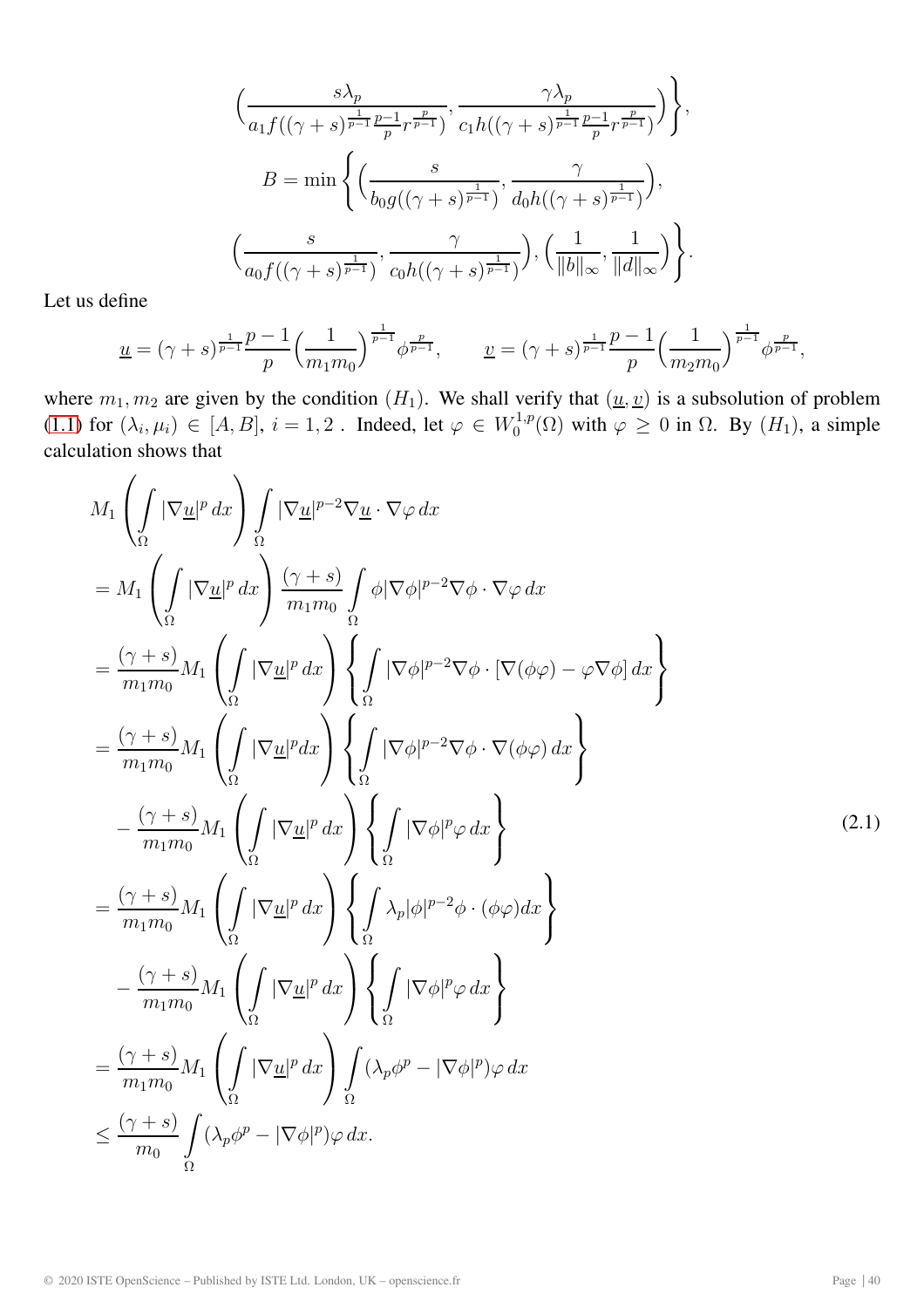$$\Big(\frac{s\lambda_p}{a_1 f((\gamma+s)^{\frac{1}{p-1}}\frac{p-1}{p}r^{\frac{p}{p-1}})}, \frac{\gamma\lambda_p}{c_1 h((\gamma+s)^{\frac{1}{p-1}}\frac{p-1}{p}r^{\frac{p}{p-1}})}\Big)\Bigg\},$$

$$B = \min\Bigg\{\Big(\frac{s}{b_0 g((\gamma+s)^{\frac{1}{p-1}})}, \frac{\gamma}{d_0 h((\gamma+s)^{\frac{1}{p-1}})}\Big),$$

$$\Big(\frac{s}{a_0 f((\gamma+s)^{\frac{1}{p-1}})}, \frac{\gamma}{c_0 h((\gamma+s)^{\frac{1}{p-1}})}\Big), \Big(\frac{1}{\|b\|_\infty}, \frac{1}{\|d\|_\infty}\Big)\Bigg\}.$$

Let us define

$$\underline{u} = (\gamma+s)^{\frac{1}{p-1}}\frac{p-1}{p}\Big(\frac{1}{m_1 m_0}\Big)^{\frac{1}{p-1}}\phi^{\frac{p}{p-1}}, \qquad \underline{v} = (\gamma+s)^{\frac{1}{p-1}}\frac{p-1}{p}\Big(\frac{1}{m_2 m_0}\Big)^{\frac{1}{p-1}}\phi^{\frac{p}{p-1}},$$

where $m_1, m_2$ are given by the condition $(H_1)$. We shall verify that $(\underline{u}, \underline{v})$ is a subsolution of problem (1.1) for $(\lambda_i, \mu_i) \in [A, B]$, $i = 1, 2$ . Indeed, let $\varphi \in W_0^{1,p}(\Omega)$ with $\varphi \geq 0$ in $\Omega$. By $(H_1)$, a simple calculation shows that

$$\begin{aligned}
&M_1\left(\int_\Omega |\nabla \underline{u}|^p\,dx\right)\int_\Omega |\nabla \underline{u}|^{p-2}\nabla\underline{u}\cdot\nabla\varphi\,dx \\
&= M_1\left(\int_\Omega |\nabla \underline{u}|^p\,dx\right)\frac{(\gamma+s)}{m_1 m_0}\int_\Omega \phi|\nabla\phi|^{p-2}\nabla\phi\cdot\nabla\varphi\,dx \\
&= \frac{(\gamma+s)}{m_1 m_0}M_1\left(\int_\Omega |\nabla \underline{u}|^p\,dx\right)\left\{\int_\Omega |\nabla\phi|^{p-2}\nabla\phi\cdot[\nabla(\phi\varphi)-\varphi\nabla\phi]\,dx\right\} \\
&= \frac{(\gamma+s)}{m_1 m_0}M_1\left(\int_\Omega |\nabla \underline{u}|^p dx\right)\left\{\int_\Omega |\nabla\phi|^{p-2}\nabla\phi\cdot\nabla(\phi\varphi)\,dx\right\} \\
&\quad - \frac{(\gamma+s)}{m_1 m_0}M_1\left(\int_\Omega |\nabla \underline{u}|^p\,dx\right)\left\{\int_\Omega |\nabla\phi|^p\varphi\,dx\right\} \\
&= \frac{(\gamma+s)}{m_1 m_0}M_1\left(\int_\Omega |\nabla \underline{u}|^p\,dx\right)\left\{\int_\Omega \lambda_p|\phi|^{p-2}\phi\cdot(\phi\varphi)dx\right\} \\
&\quad - \frac{(\gamma+s)}{m_1 m_0}M_1\left(\int_\Omega |\nabla \underline{u}|^p\,dx\right)\left\{\int_\Omega |\nabla\phi|^p\varphi\,dx\right\} \\
&= \frac{(\gamma+s)}{m_1 m_0}M_1\left(\int_\Omega |\nabla \underline{u}|^p\,dx\right)\int_\Omega (\lambda_p\phi^p - |\nabla\phi|^p)\varphi\,dx \\
&\leq \frac{(\gamma+s)}{m_0}\int_\Omega (\lambda_p\phi^p - |\nabla\phi|^p)\varphi\,dx.
\end{aligned} \tag{2.1}$$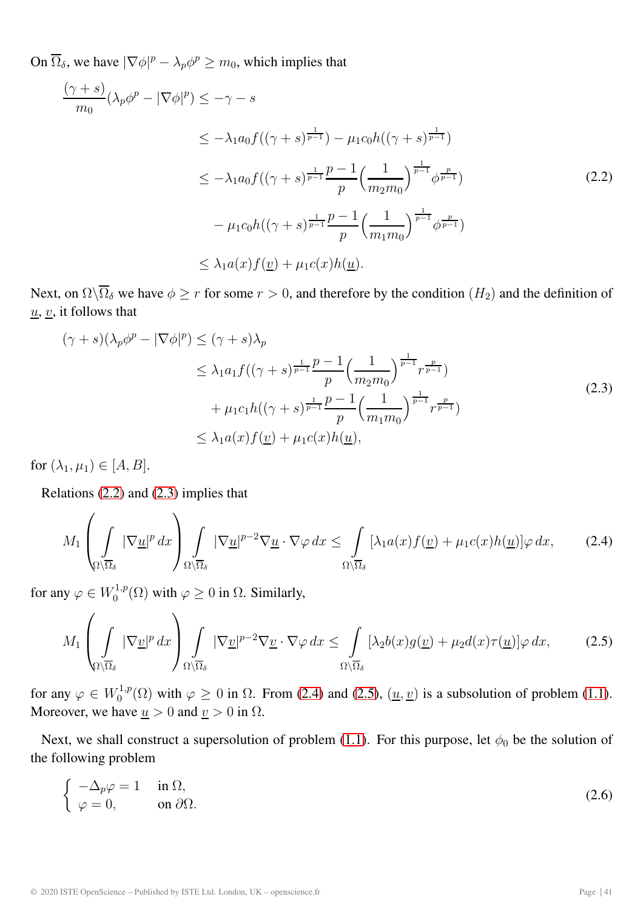On $\overline{\Omega}_\delta$, we have $|\nabla\phi|^p - \lambda_p\phi^p \geq m_0$, which implies that

$$
\begin{aligned}
\frac{(\gamma+s)}{m_0}(\lambda_p\phi^p - |\nabla\phi|^p) &\leq -\gamma - s \\
&\leq -\lambda_1 a_0 f((\gamma+s)^{\frac{1}{p-1}}) - \mu_1 c_0 h((\gamma+s)^{\frac{1}{p-1}}) \\
&\leq -\lambda_1 a_0 f((\gamma+s)^{\frac{1}{p-1}}\frac{p-1}{p}\Big(\frac{1}{m_2 m_0}\Big)^{\frac{1}{p-1}}\phi^{\frac{p}{p-1}}) \\
&\quad - \mu_1 c_0 h((\gamma+s)^{\frac{1}{p-1}}\frac{p-1}{p}\Big(\frac{1}{m_1 m_0}\Big)^{\frac{1}{p-1}}\phi^{\frac{p}{p-1}}) \\
&\leq \lambda_1 a(x) f(\underline{v}) + \mu_1 c(x) h(\underline{u}).
\end{aligned} \tag{2.2}
$$

Next, on $\Omega\backslash\overline{\Omega}_\delta$ we have $\phi \geq r$ for some $r > 0$, and therefore by the condition $(H_2)$ and the definition of $\underline{u}$, $\underline{v}$, it follows that

$$
\begin{aligned}
(\gamma+s)(\lambda_p\phi^p - |\nabla\phi|^p) &\leq (\gamma+s)\lambda_p \\
&\leq \lambda_1 a_1 f((\gamma+s)^{\frac{1}{p-1}}\frac{p-1}{p}\Big(\frac{1}{m_2 m_0}\Big)^{\frac{1}{p-1}} r^{\frac{p}{p-1}}) \\
&\quad + \mu_1 c_1 h((\gamma+s)^{\frac{1}{p-1}}\frac{p-1}{p}\Big(\frac{1}{m_1 m_0}\Big)^{\frac{1}{p-1}} r^{\frac{p}{p-1}}) \\
&\leq \lambda_1 a(x) f(\underline{v}) + \mu_1 c(x) h(\underline{u}),
\end{aligned} \tag{2.3}
$$

for $(\lambda_1, \mu_1) \in [A, B]$.

Relations (2.2) and (2.3) implies that

$$
M_1\left(\int_{\Omega\backslash\overline{\Omega}_\delta} |\nabla\underline{u}|^p\,dx\right)\int_{\Omega\backslash\overline{\Omega}_\delta} |\nabla\underline{u}|^{p-2}\nabla\underline{u}\cdot\nabla\varphi\,dx \leq \int_{\Omega\backslash\overline{\Omega}_\delta} [\lambda_1 a(x) f(\underline{v}) + \mu_1 c(x) h(\underline{u})]\varphi\,dx, \tag{2.4}
$$

for any $\varphi \in W_0^{1,p}(\Omega)$ with $\varphi \geq 0$ in $\Omega$. Similarly,

$$
M_1\left(\int_{\Omega\backslash\overline{\Omega}_\delta} |\nabla\underline{v}|^p\,dx\right)\int_{\Omega\backslash\overline{\Omega}_\delta} |\nabla\underline{v}|^{p-2}\nabla\underline{v}\cdot\nabla\varphi\,dx \leq \int_{\Omega\backslash\overline{\Omega}_\delta} [\lambda_2 b(x) g(\underline{v}) + \mu_2 d(x) \tau(\underline{u})]\varphi\,dx, \tag{2.5}
$$

for any $\varphi \in W_0^{1,p}(\Omega)$ with $\varphi \geq 0$ in $\Omega$. From (2.4) and (2.5), $(\underline{u}, \underline{v})$ is a subsolution of problem (1.1). Moreover, we have $\underline{u} > 0$ and $\underline{v} > 0$ in $\Omega$.

Next, we shall construct a supersolution of problem (1.1). For this purpose, let $\phi_0$ be the solution of the following problem

$$
\begin{cases}
-\Delta_p\varphi = 1 & \text{in } \Omega, \\
\varphi = 0, & \text{on } \partial\Omega.
\end{cases} \tag{2.6}
$$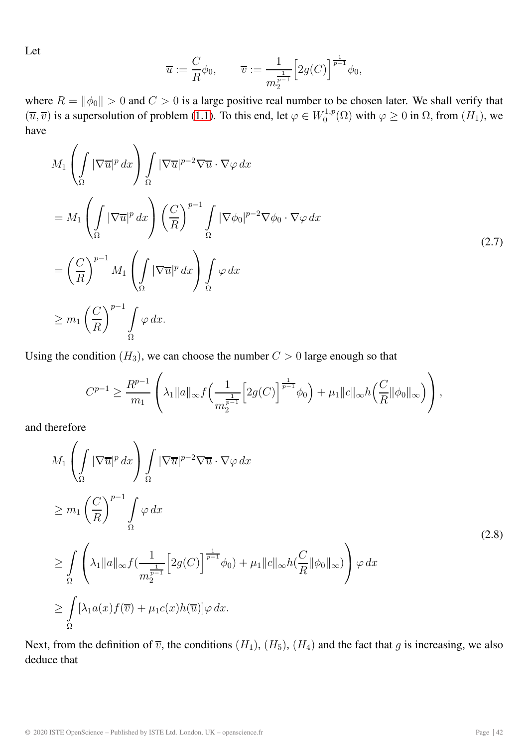Let

$$\overline{u} := \frac{C}{R}\phi_0, \qquad \overline{v} := \frac{1}{m_2^{\frac{1}{p-1}}}\Big[2g(C)\Big]^{\frac{1}{p-1}}\phi_0,$$

where $R = \|\phi_0\| > 0$ and $C > 0$ is a large positive real number to be chosen later. We shall verify that $(\overline{u}, \overline{v})$ is a supersolution of problem (1.1). To this end, let $\varphi \in W_0^{1,p}(\Omega)$ with $\varphi \geq 0$ in $\Omega$, from $(H_1)$, we have

$$\begin{aligned}
&M_1\left(\int_\Omega |\nabla \overline{u}|^p\,dx\right)\int_\Omega |\nabla \overline{u}|^{p-2}\nabla \overline{u}\cdot\nabla\varphi\,dx \\
&= M_1\left(\int_\Omega |\nabla \overline{u}|^p\,dx\right)\left(\frac{C}{R}\right)^{p-1}\int_\Omega |\nabla \phi_0|^{p-2}\nabla \phi_0\cdot\nabla\varphi\,dx \\
&= \left(\frac{C}{R}\right)^{p-1} M_1\left(\int_\Omega |\nabla \overline{u}|^p\,dx\right)\int_\Omega \varphi\,dx \\
&\geq m_1\left(\frac{C}{R}\right)^{p-1}\int_\Omega \varphi\,dx.
\end{aligned} \tag{2.7}$$

Using the condition $(H_3)$, we can choose the number $C > 0$ large enough so that

$$C^{p-1} \geq \frac{R^{p-1}}{m_1}\left(\lambda_1\|a\|_\infty f\Big(\frac{1}{m_2^{\frac{1}{p-1}}}\Big[2g(C)\Big]^{\frac{1}{p-1}}\phi_0\Big) + \mu_1\|c\|_\infty h\Big(\frac{C}{R}\|\phi_0\|_\infty\Big)\right),$$

and therefore

$$\begin{aligned}
&M_1\left(\int_\Omega |\nabla \overline{u}|^p\,dx\right)\int_\Omega |\nabla \overline{u}|^{p-2}\nabla \overline{u}\cdot\nabla\varphi\,dx \\
&\geq m_1\left(\frac{C}{R}\right)^{p-1}\int_\Omega \varphi\,dx \\
&\geq \int_\Omega \left(\lambda_1\|a\|_\infty f(\frac{1}{m_2^{\frac{1}{p-1}}}\Big[2g(C)\Big]^{\frac{1}{p-1}}\phi_0) + \mu_1\|c\|_\infty h(\frac{C}{R}\|\phi_0\|_\infty)\right)\varphi\,dx \\
&\geq \int_\Omega [\lambda_1 a(x) f(\overline{v}) + \mu_1 c(x) h(\overline{u})]\varphi\,dx.
\end{aligned} \tag{2.8}$$

Next, from the definition of $\overline{v}$, the conditions $(H_1)$, $(H_5)$, $(H_4)$ and the fact that $g$ is increasing, we also deduce that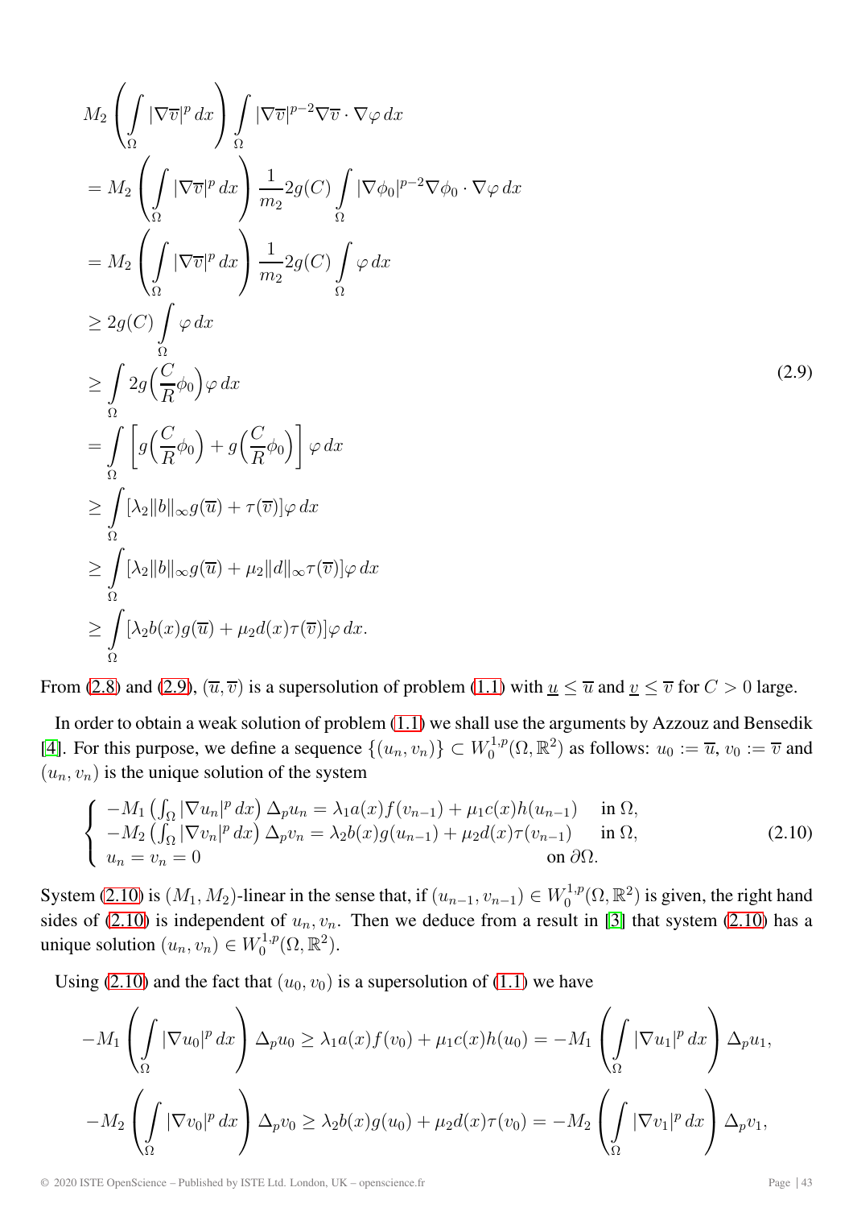$$
\begin{aligned}
& M_2\left(\int_\Omega |\nabla \overline{v}|^p\,dx\right)\int_\Omega |\nabla \overline{v}|^{p-2}\nabla \overline{v}\cdot\nabla\varphi\,dx \\
&= M_2\left(\int_\Omega |\nabla \overline{v}|^p\,dx\right)\frac{1}{m_2}2g(C)\int_\Omega |\nabla \phi_0|^{p-2}\nabla \phi_0\cdot\nabla\varphi\,dx \\
&= M_2\left(\int_\Omega |\nabla \overline{v}|^p\,dx\right)\frac{1}{m_2}2g(C)\int_\Omega \varphi\,dx \\
&\geq 2g(C)\int_\Omega \varphi\,dx \\
&\geq \int_\Omega 2g\Big(\frac{C}{R}\phi_0\Big)\varphi\,dx \\
&= \int_\Omega \left[g\Big(\frac{C}{R}\phi_0\Big)+g\Big(\frac{C}{R}\phi_0\Big)\right]\varphi\,dx \\
&\geq \int_\Omega [\lambda_2\|b\|_\infty g(\overline{u})+\tau(\overline{v})]\varphi\,dx \\
&\geq \int_\Omega [\lambda_2\|b\|_\infty g(\overline{u})+\mu_2\|d\|_\infty\tau(\overline{v})]\varphi\,dx \\
&\geq \int_\Omega [\lambda_2 b(x) g(\overline{u})+\mu_2 d(x)\tau(\overline{v})]\varphi\,dx.
\end{aligned}
\tag{2.9}
$$

From (2.8) and (2.9), $(\overline{u},\overline{v})$ is a supersolution of problem (1.1) with $\underline{u}\leq\overline{u}$ and $\underline{v}\leq\overline{v}$ for $C>0$ large.

In order to obtain a weak solution of problem (1.1) we shall use the arguments by Azzouz and Bensedik [4]. For this purpose, we define a sequence $\{(u_n,v_n)\}\subset W_0^{1,p}(\Omega,\mathbb{R}^2)$ as follows: $u_0:=\overline{u}$, $v_0:=\overline{v}$ and $(u_n,v_n)$ is the unique solution of the system

$$
\begin{cases}
-M_1\left(\int_\Omega |\nabla u_n|^p\,dx\right)\Delta_p u_n = \lambda_1 a(x) f(v_{n-1})+\mu_1 c(x) h(u_{n-1}) & \text{in } \Omega,\\
-M_2\left(\int_\Omega |\nabla v_n|^p\,dx\right)\Delta_p v_n = \lambda_2 b(x) g(u_{n-1})+\mu_2 d(x) \tau(v_{n-1}) & \text{in } \Omega,\\
u_n=v_n=0 & \text{on } \partial\Omega.
\end{cases}
\tag{2.10}
$$

System (2.10) is $(M_1,M_2)$-linear in the sense that, if $(u_{n-1},v_{n-1})\in W_0^{1,p}(\Omega,\mathbb{R}^2)$ is given, the right hand sides of (2.10) is independent of $u_n,v_n$. Then we deduce from a result in [3] that system (2.10) has a unique solution $(u_n,v_n)\in W_0^{1,p}(\Omega,\mathbb{R}^2)$.

Using (2.10) and the fact that $(u_0,v_0)$ is a supersolution of (1.1) we have

$$
-M_1\left(\int_\Omega |\nabla u_0|^p\,dx\right)\Delta_p u_0 \geq \lambda_1 a(x) f(v_0)+\mu_1 c(x) h(u_0) = -M_1\left(\int_\Omega |\nabla u_1|^p\,dx\right)\Delta_p u_1,
$$

$$
-M_2\left(\int_\Omega |\nabla v_0|^p\,dx\right)\Delta_p v_0 \geq \lambda_2 b(x) g(u_0)+\mu_2 d(x) \tau(v_0) = -M_2\left(\int_\Omega |\nabla v_1|^p\,dx\right)\Delta_p v_1,
$$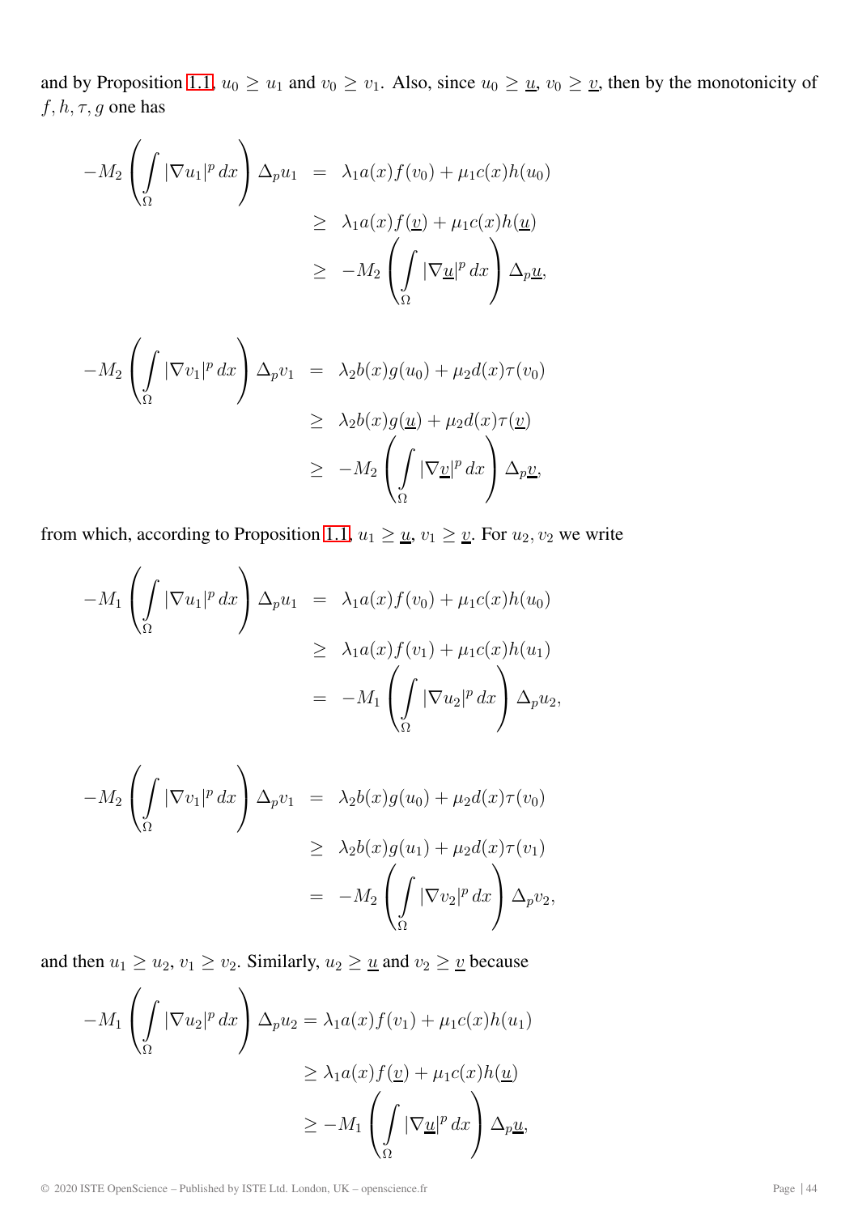and by Proposition 1.1, $u_0 \geq u_1$ and $v_0 \geq v_1$. Also, since $u_0 \geq \underline{u}$, $v_0 \geq \underline{v}$, then by the monotonicity of $f, h, \tau, g$ one has

$$
\begin{aligned}
-M_2\left(\int_\Omega |\nabla u_1|^p \, dx\right) \Delta_p u_1 &= \lambda_1 a(x) f(v_0) + \mu_1 c(x) h(u_0) \\
&\geq \lambda_1 a(x) f(\underline{v}) + \mu_1 c(x) h(\underline{u}) \\
&\geq -M_2\left(\int_\Omega |\nabla \underline{u}|^p \, dx\right) \Delta_p \underline{u},
\end{aligned}
$$

$$
\begin{aligned}
-M_2\left(\int_\Omega |\nabla v_1|^p \, dx\right) \Delta_p v_1 &= \lambda_2 b(x) g(u_0) + \mu_2 d(x) \tau(v_0) \\
&\geq \lambda_2 b(x) g(\underline{u}) + \mu_2 d(x) \tau(\underline{v}) \\
&\geq -M_2\left(\int_\Omega |\nabla \underline{v}|^p \, dx\right) \Delta_p \underline{v},
\end{aligned}
$$

from which, according to Proposition 1.1, $u_1 \geq \underline{u}$, $v_1 \geq \underline{v}$. For $u_2, v_2$ we write

$$
\begin{aligned}
-M_1\left(\int_\Omega |\nabla u_1|^p \, dx\right) \Delta_p u_1 &= \lambda_1 a(x) f(v_0) + \mu_1 c(x) h(u_0) \\
&\geq \lambda_1 a(x) f(v_1) + \mu_1 c(x) h(u_1) \\
&= -M_1\left(\int_\Omega |\nabla u_2|^p \, dx\right) \Delta_p u_2,
\end{aligned}
$$

$$
\begin{aligned}
-M_2\left(\int_\Omega |\nabla v_1|^p \, dx\right) \Delta_p v_1 &= \lambda_2 b(x) g(u_0) + \mu_2 d(x) \tau(v_0) \\
&\geq \lambda_2 b(x) g(u_1) + \mu_2 d(x) \tau(v_1) \\
&= -M_2\left(\int_\Omega |\nabla v_2|^p \, dx\right) \Delta_p v_2,
\end{aligned}
$$

and then $u_1 \geq u_2$, $v_1 \geq v_2$. Similarly, $u_2 \geq \underline{u}$ and $v_2 \geq \underline{v}$ because

$$
\begin{aligned}
-M_1\left(\int_\Omega |\nabla u_2|^p \, dx\right) \Delta_p u_2 &= \lambda_1 a(x) f(v_1) + \mu_1 c(x) h(u_1) \\
&\geq \lambda_1 a(x) f(\underline{v}) + \mu_1 c(x) h(\underline{u}) \\
&\geq -M_1\left(\int_\Omega |\nabla \underline{u}|^p \, dx\right) \Delta_p \underline{u},
\end{aligned}
$$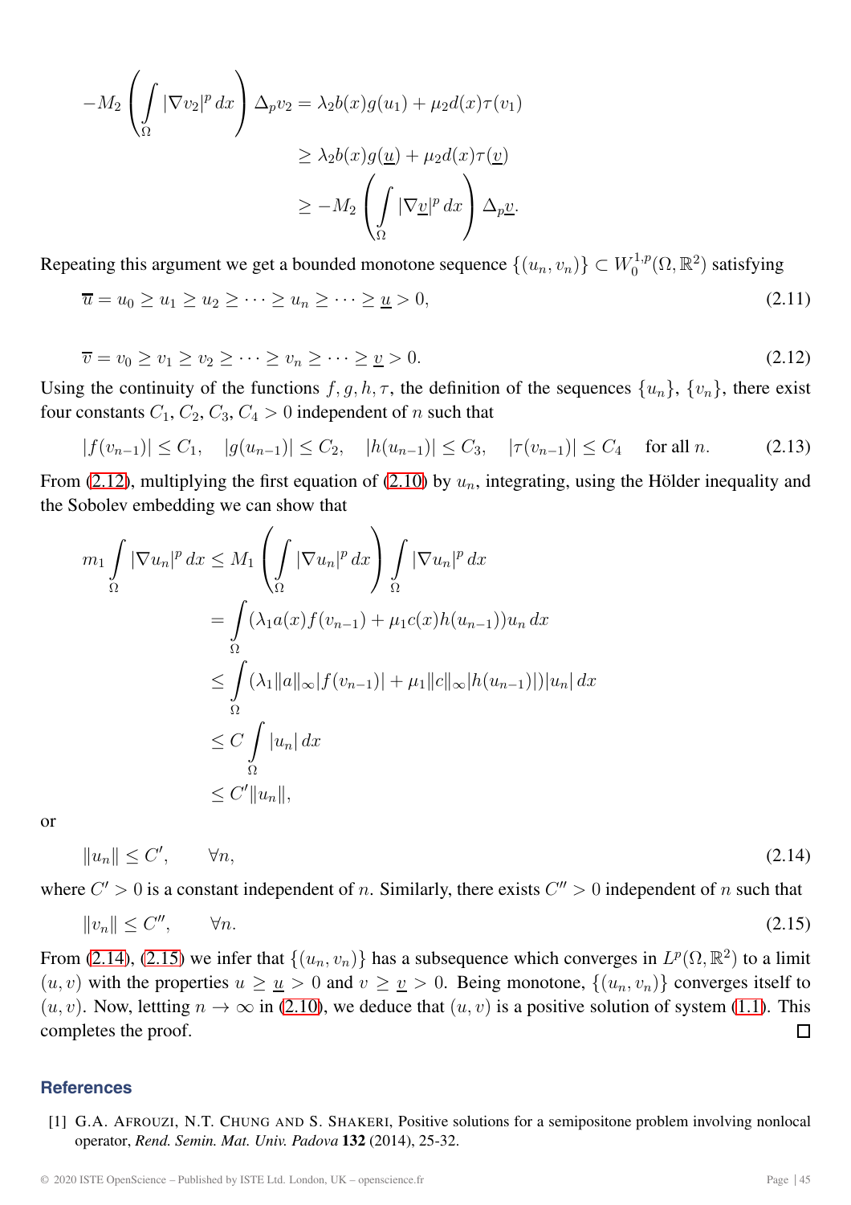$$
\begin{aligned}
-M_2\left(\int\limits_\Omega |\nabla v_2|^p\,dx\right)\Delta_p v_2 &= \lambda_2 b(x) g(u_1) + \mu_2 d(x)\tau(v_1)\\
&\geq \lambda_2 b(x) g(\underline{u}) + \mu_2 d(x)\tau(\underline{v})\\
&\geq -M_2\left(\int\limits_\Omega |\nabla \underline{v}|^p\,dx\right)\Delta_p \underline{v}.
\end{aligned}
$$

Repeating this argument we get a bounded monotone sequence $\{(u_n, v_n)\} \subset W_0^{1,p}(\Omega, \mathbb{R}^2)$ satisfying

$$
\overline{u} = u_0 \geq u_1 \geq u_2 \geq \cdots \geq u_n \geq \cdots \geq \underline{u} > 0, \tag{2.11}
$$

$$
\overline{v} = v_0 \geq v_1 \geq v_2 \geq \cdots \geq v_n \geq \cdots \geq \underline{v} > 0. \tag{2.12}
$$

Using the continuity of the functions $f, g, h, \tau$, the definition of the sequences $\{u_n\}$, $\{v_n\}$, there exist four constants $C_1, C_2, C_3, C_4 > 0$ independent of $n$ such that

$$
|f(v_{n-1})| \leq C_1, \quad |g(u_{n-1})| \leq C_2, \quad |h(u_{n-1})| \leq C_3, \quad |\tau(v_{n-1})| \leq C_4 \quad \text{for all } n. \tag{2.13}
$$

From (2.12), multiplying the first equation of (2.10) by $u_n$, integrating, using the Hölder inequality and the Sobolev embedding we can show that

$$
\begin{aligned}
m_1 \int\limits_\Omega |\nabla u_n|^p\,dx &\leq M_1\left(\int\limits_\Omega |\nabla u_n|^p\,dx\right)\int\limits_\Omega |\nabla u_n|^p\,dx\\
&= \int\limits_\Omega (\lambda_1 a(x) f(v_{n-1}) + \mu_1 c(x) h(u_{n-1}))u_n\,dx\\
&\leq \int\limits_\Omega (\lambda_1 \|a\|_\infty |f(v_{n-1})| + \mu_1 \|c\|_\infty |h(u_{n-1})|)|u_n|\,dx\\
&\leq C\int\limits_\Omega |u_n|\,dx\\
&\leq C'\|u_n\|,
\end{aligned}
$$

or

$$
\|u_n\| \leq C', \qquad \forall n, \tag{2.14}
$$

where $C' > 0$ is a constant independent of $n$. Similarly, there exists $C'' > 0$ independent of $n$ such that

$$
\|v_n\| \leq C'', \qquad \forall n. \tag{2.15}
$$

From (2.14), (2.15) we infer that $\{(u_n, v_n)\}$ has a subsequence which converges in $L^p(\Omega, \mathbb{R}^2)$ to a limit $(u, v)$ with the properties $u \geq \underline{u} > 0$ and $v \geq \underline{v} > 0$. Being monotone, $\{(u_n, v_n)\}$ converges itself to $(u, v)$. Now, lettting $n \to \infty$ in (2.10), we deduce that $(u, v)$ is a positive solution of system (1.1). This completes the proof. $\square$

## References

[1] G.A. Afrouzi, N.T. Chung and S. Shakeri, Positive solutions for a semipositone problem involving nonlocal operator, *Rend. Semin. Mat. Univ. Padova* **132** (2014), 25-32.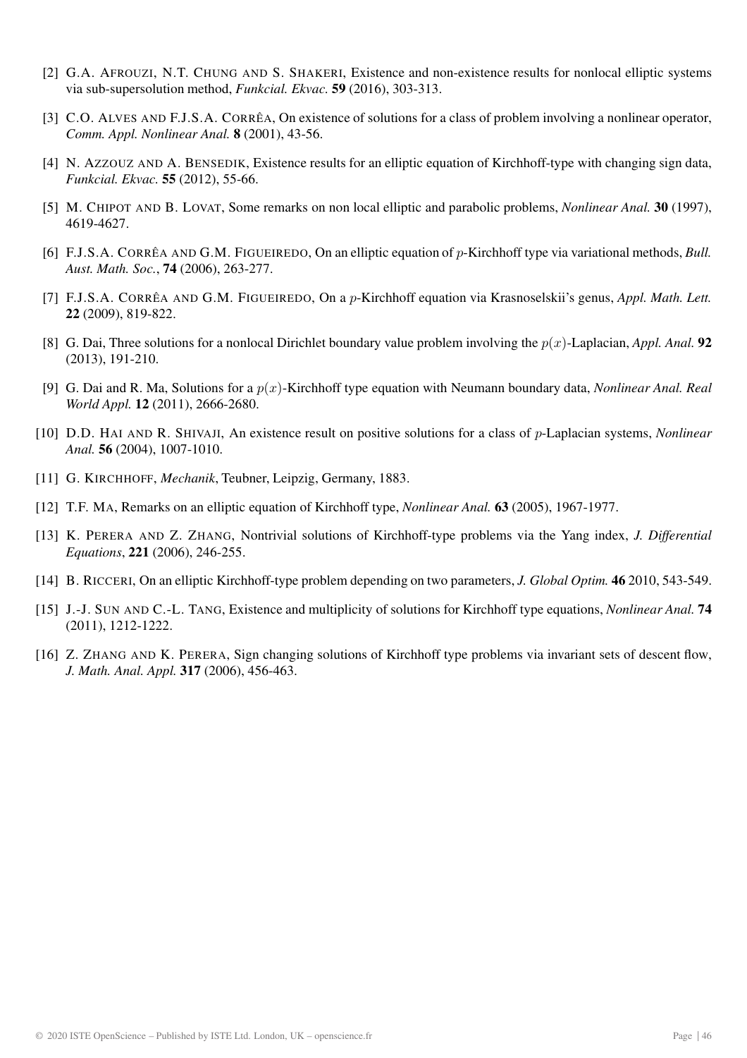[2] G.A. Afrouzi, N.T. Chung and S. Shakeri, Existence and non-existence results for nonlocal elliptic systems via sub-supersolution method, *Funkcial. Ekvac.* **59** (2016), 303-313.

[3] C.O. Alves and F.J.S.A. Corrêa, On existence of solutions for a class of problem involving a nonlinear operator, *Comm. Appl. Nonlinear Anal.* **8** (2001), 43-56.

[4] N. Azzouz and A. Bensedik, Existence results for an elliptic equation of Kirchhoff-type with changing sign data, *Funkcial. Ekvac.* **55** (2012), 55-66.

[5] M. Chipot and B. Lovat, Some remarks on non local elliptic and parabolic problems, *Nonlinear Anal.* **30** (1997), 4619-4627.

[6] F.J.S.A. Corrêa and G.M. Figueiredo, On an elliptic equation of $p$-Kirchhoff type via variational methods, *Bull. Aust. Math. Soc.*, **74** (2006), 263-277.

[7] F.J.S.A. Corrêa and G.M. Figueiredo, On a $p$-Kirchhoff equation via Krasnoselskii's genus, *Appl. Math. Lett.* **22** (2009), 819-822.

[8] G. Dai, Three solutions for a nonlocal Dirichlet boundary value problem involving the $p(x)$-Laplacian, *Appl. Anal.* **92** (2013), 191-210.

[9] G. Dai and R. Ma, Solutions for a $p(x)$-Kirchhoff type equation with Neumann boundary data, *Nonlinear Anal. Real World Appl.* **12** (2011), 2666-2680.

[10] D.D. Hai and R. Shivaji, An existence result on positive solutions for a class of $p$-Laplacian systems, *Nonlinear Anal.* **56** (2004), 1007-1010.

[11] G. Kirchhoff, *Mechanik*, Teubner, Leipzig, Germany, 1883.

[12] T.F. Ma, Remarks on an elliptic equation of Kirchhoff type, *Nonlinear Anal.* **63** (2005), 1967-1977.

[13] K. Perera and Z. Zhang, Nontrivial solutions of Kirchhoff-type problems via the Yang index, *J. Differential Equations*, **221** (2006), 246-255.

[14] B. Ricceri, On an elliptic Kirchhoff-type problem depending on two parameters, *J. Global Optim.* **46** 2010, 543-549.

[15] J.-J. Sun and C.-L. Tang, Existence and multiplicity of solutions for Kirchhoff type equations, *Nonlinear Anal.* **74** (2011), 1212-1222.

[16] Z. Zhang and K. Perera, Sign changing solutions of Kirchhoff type problems via invariant sets of descent flow, *J. Math. Anal. Appl.* **317** (2006), 456-463.